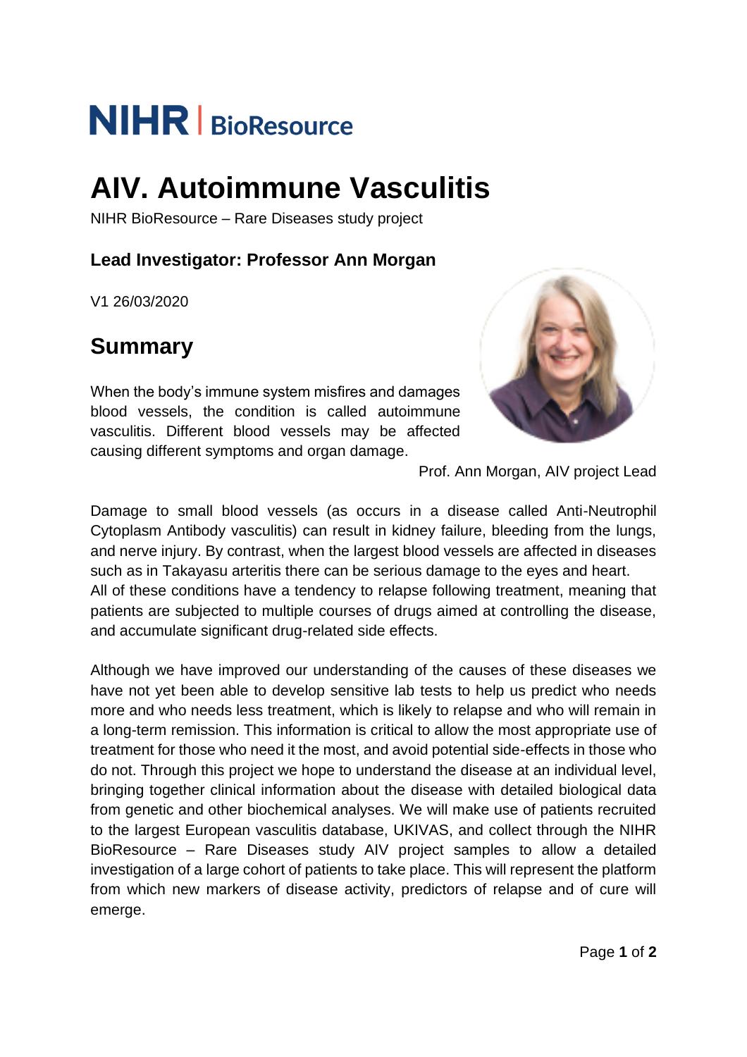NIHR | BioResource

# AIV. Autoimmune Vasculitis

NIHR BioResource – Rare Diseases study project

### Lead Investigator: Professor Ann Morgan

V1 26/03/2020

## Summary

When the body's immune system misfires and damages blood vessels, the condition is called autoimmune vasculitis. Different blood vessels may be affected causing different symptoms and organ damage.

Prof. Ann Morgan, AIV project Lead

Damage to small blood vessels (as occurs in a disease called Anti-Neutrophil Cytoplasm Antibody vasculitis) can result in kidney failure, bleeding from the lungs, and nerve injury. By contrast, when the largest blood vessels are affected in diseases such as in Takayasu arteritis there can be serious damage to the eyes and heart. All of these conditions have a tendency to relapse following treatment, meaning that patients are subjected to multiple courses of drugs aimed at controlling the disease, and accumulate significant drug-related side effects.

Although we have improved our understanding of the causes of these diseases we have not yet been able to develop sensitive lab tests to help us predict who needs more and who needs less treatment, which is likely to relapse and who will remain in a long-term remission. This information is critical to allow the most appropriate use of treatment for those who need it the most, and avoid potential side-effects in those who do not. Through this project we hope to understand the disease at an individual level, bringing together clinical information about the disease with detailed biological data from genetic and other biochemical analyses. We will make use of patients recruited to the largest European vasculitis database, UKIVAS, and collect through the NIHR BioResource – Rare Diseases study AIV project samples to allow a detailed investigation of a large cohort of patients to take place. This will represent the platform from which new markers of disease activity, predictors of relapse and of cure will emerge.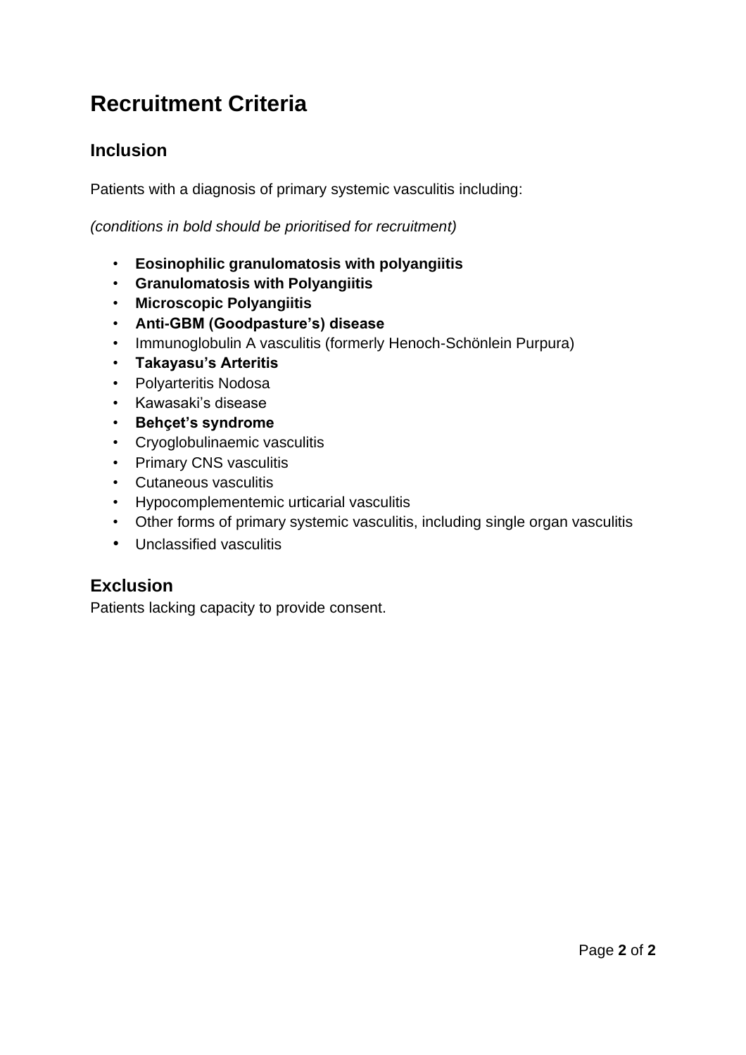# Recruitment Criteria

## Inclusion

Patients with a diagnosis of primary systemic vasculitis including:

*(conditions in bold should be prioritised for recruitment)*

- **Eosinophilic granulomatosis with polyangiitis**
- **Granulomatosis with Polyangiitis**
- **Microscopic Polyangiitis**
- **Anti-GBM (Goodpasture's) disease**
- Immunoglobulin A vasculitis (formerly Henoch-Schönlein Purpura)
- **Takayasu's Arteritis**
- Polyarteritis Nodosa
- Kawasaki's disease
- **Behçet's syndrome**
- Cryoglobulinaemic vasculitis
- Primary CNS vasculitis
- Cutaneous vasculitis
- Hypocomplementemic urticarial vasculitis
- Other forms of primary systemic vasculitis, including single organ vasculitis
- Unclassified vasculitis

## Exclusion

Patients lacking capacity to provide consent.